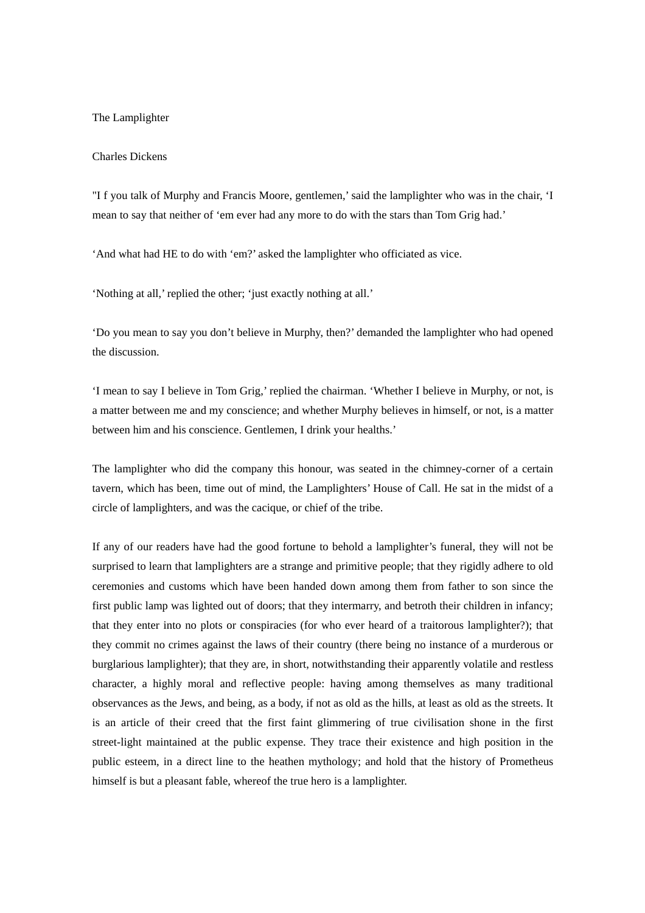# The Lamplighter

Charles Dickens

"I f you talk of Murphy and Francis Moore, gentlemen,' said the lamplighter who was in the chair, 'I mean to say that neither of 'em ever had any more to do with the stars than Tom Grig had.'

'And what had HE to do with 'em?' asked the lamplighter who officiated as vice.

'Nothing at all,' replied the other; 'just exactly nothing at all.'

'Do you mean to say you don't believe in Murphy, then?' demanded the lamplighter who had opened the discussion.

'I mean to say I believe in Tom Grig,' replied the chairman. 'Whether I believe in Murphy, or not, is a matter between me and my conscience; and whether Murphy believes in himself, or not, is a matter between him and his conscience. Gentlemen, I drink your healths.'

The lamplighter who did the company this honour, was seated in the chimney-corner of a certain tavern, which has been, time out of mind, the Lamplighters' House of Call. He sat in the midst of a circle of lamplighters, and was the cacique, or chief of the tribe.

If any of our readers have had the good fortune to behold a lamplighter's funeral, they will not be surprised to learn that lamplighters are a strange and primitive people; that they rigidly adhere to old ceremonies and customs which have been handed down among them from father to son since the first public lamp was lighted out of doors; that they intermarry, and betroth their children in infancy; that they enter into no plots or conspiracies (for who ever heard of a traitorous lamplighter?); that they commit no crimes against the laws of their country (there being no instance of a murderous or burglarious lamplighter); that they are, in short, notwithstanding their apparently volatile and restless character, a highly moral and reflective people: having among themselves as many traditional observances as the Jews, and being, as a body, if not as old as the hills, at least as old as the streets. It is an article of their creed that the first faint glimmering of true civilisation shone in the first street-light maintained at the public expense. They trace their existence and high position in the public esteem, in a direct line to the heathen mythology; and hold that the history of Prometheus himself is but a pleasant fable, whereof the true hero is a lamplighter.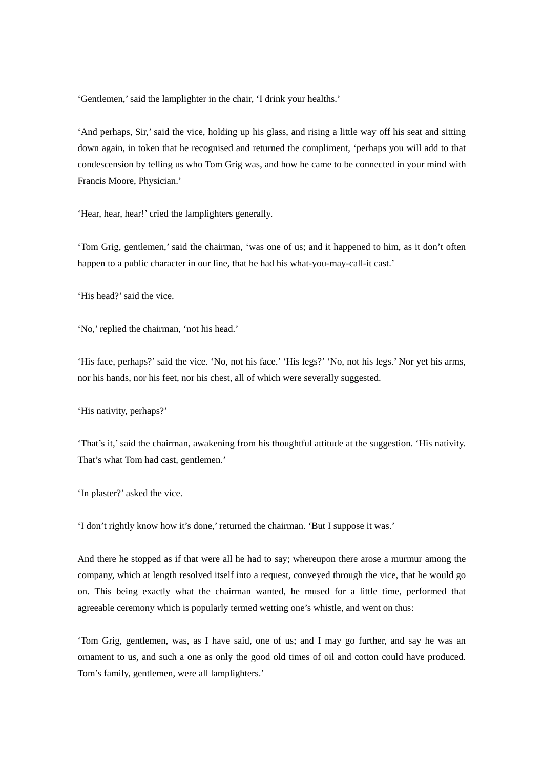‘Gentlemen,’ said the lamplighter in the chair, ‘I drink your healths.’

‘And perhaps, Sir,’ said the vice, holding up his glass, and rising a little way off his seat and sitting down again, in token that he recognised and returned the compliment, ‘perhaps you will add to that condescension by telling us who Tom Grig was, and how he came to be connected in your mind with Francis Moore, Physician.’

‘Hear, hear, hear!’ cried the lamplighters generally.

‘Tom Grig, gentlemen,’ said the chairman, ‘was one of us; and it happened to him, as it don’t often happen to a public character in our line, that he had his what-you-may-call-it cast.’

‘His head?’ said the vice.

‘No,’ replied the chairman, ‘not his head.’

‘His face, perhaps?’ said the vice. ‘No, not his face.’ ‘His legs?’ ‘No, not his legs.’ Nor yet his arms, nor his hands, nor his feet, nor his chest, all of which were severally suggested.

‘His nativity, perhaps?’

‘That’s it,’ said the chairman, awakening from his thoughtful attitude at the suggestion. ‘His nativity. That’s what Tom had cast, gentlemen.’

‘In plaster?’ asked the vice.

‘I don’t rightly know how it’s done,’ returned the chairman. ‘But I suppose it was.’

And there he stopped as if that were all he had to say; whereupon there arose a murmur among the company, which at length resolved itself into a request, conveyed through the vice, that he would go on. This being exactly what the chairman wanted, he mused for a little time, performed that agreeable ceremony which is popularly termed wetting one’s whistle, and went on thus:

‘Tom Grig, gentlemen, was, as I have said, one of us; and I may go further, and say he was an ornament to us, and such a one as only the good old times of oil and cotton could have produced. Tom’s family, gentlemen, were all lamplighters.’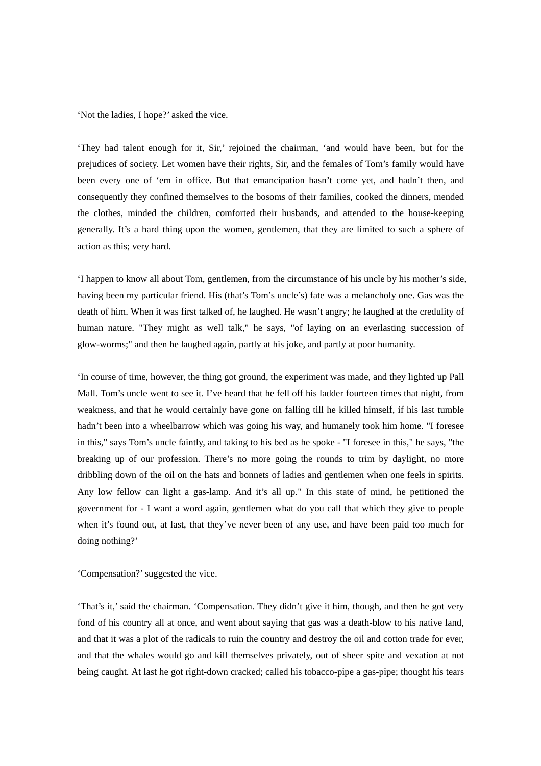‘Not the ladies, I hope?’ asked the vice.

‘They had talent enough for it, Sir,’ rejoined the chairman, ‘and would have been, but for the prejudices of society. Let women have their rights, Sir, and the females of Tom’s family would have been every one of ‘em in office. But that emancipation hasn’t come yet, and hadn’t then, and consequently they confined themselves to the bosoms of their families, cooked the dinners, mended the clothes, minded the children, comforted their husbands, and attended to the house-keeping generally. It’s a hard thing upon the women, gentlemen, that they are limited to such a sphere of action as this; very hard.

‘I happen to know all about Tom, gentlemen, from the circumstance of his uncle by his mother’s side, having been my particular friend. His (that’s Tom’s uncle’s) fate was a melancholy one. Gas was the death of him. When it was first talked of, he laughed. He wasn’t angry; he laughed at the credulity of human nature. "They might as well talk," he says, "of laying on an everlasting succession of glow-worms;" and then he laughed again, partly at his joke, and partly at poor humanity.

‘In course of time, however, the thing got ground, the experiment was made, and they lighted up Pall Mall. Tom’s uncle went to see it. I’ve heard that he fell off his ladder fourteen times that night, from weakness, and that he would certainly have gone on falling till he killed himself, if his last tumble hadn’t been into a wheelbarrow which was going his way, and humanely took him home. "I foresee in this," says Tom’s uncle faintly, and taking to his bed as he spoke - "I foresee in this," he says, "the breaking up of our profession. There’s no more going the rounds to trim by daylight, no more dribbling down of the oil on the hats and bonnets of ladies and gentlemen when one feels in spirits. Any low fellow can light a gas-lamp. And it’s all up." In this state of mind, he petitioned the government for - I want a word again, gentlemen what do you call that which they give to people when it’s found out, at last, that they’ve never been of any use, and have been paid too much for doing nothing?’

‘Compensation?’ suggested the vice.

‘That’s it,’ said the chairman. ‘Compensation. They didn’t give it him, though, and then he got very fond of his country all at once, and went about saying that gas was a death-blow to his native land, and that it was a plot of the radicals to ruin the country and destroy the oil and cotton trade for ever, and that the whales would go and kill themselves privately, out of sheer spite and vexation at not being caught. At last he got right-down cracked; called his tobacco-pipe a gas-pipe; thought his tears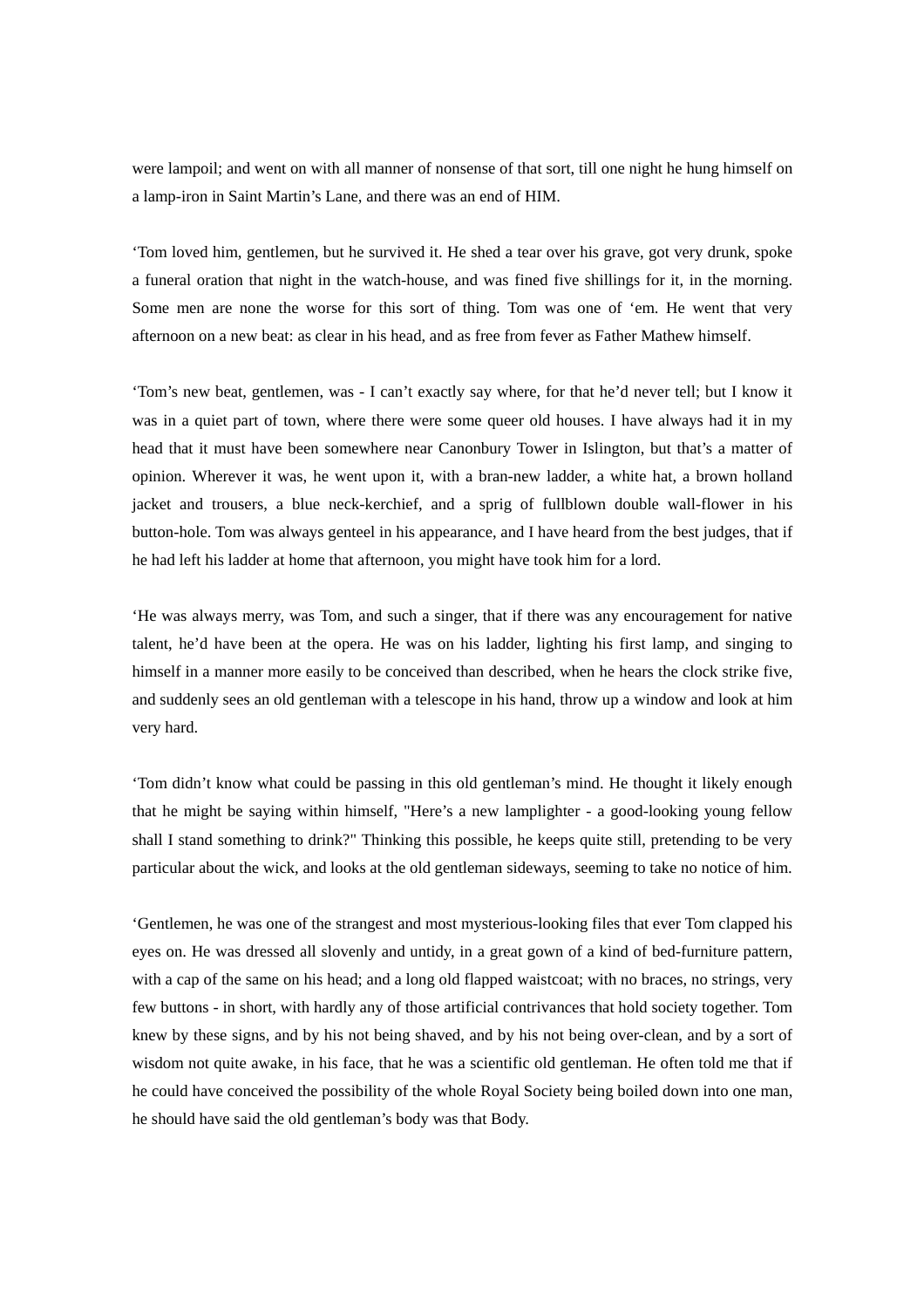were lampoil; and went on with all manner of nonsense of that sort, till one night he hung himself on a lamp-iron in Saint Martin's Lane, and there was an end of HIM.

'Tom loved him, gentlemen, but he survived it. He shed a tear over his grave, got very drunk, spoke a funeral oration that night in the watch-house, and was fined five shillings for it, in the morning. Some men are none the worse for this sort of thing. Tom was one of 'em. He went that very afternoon on a new beat: as clear in his head, and as free from fever as Father Mathew himself.

'Tom's new beat, gentlemen, was - I can't exactly say where, for that he'd never tell; but I know it was in a quiet part of town, where there were some queer old houses. I have always had it in my head that it must have been somewhere near Canonbury Tower in Islington, but that's a matter of opinion. Wherever it was, he went upon it, with a bran-new ladder, a white hat, a brown holland jacket and trousers, a blue neck-kerchief, and a sprig of fullblown double wall-flower in his button-hole. Tom was always genteel in his appearance, and I have heard from the best judges, that if he had left his ladder at home that afternoon, you might have took him for a lord.

'He was always merry, was Tom, and such a singer, that if there was any encouragement for native talent, he'd have been at the opera. He was on his ladder, lighting his first lamp, and singing to himself in a manner more easily to be conceived than described, when he hears the clock strike five, and suddenly sees an old gentleman with a telescope in his hand, throw up a window and look at him very hard.

'Tom didn't know what could be passing in this old gentleman's mind. He thought it likely enough that he might be saying within himself, "Here's a new lamplighter - a good-looking young fellow shall I stand something to drink?" Thinking this possible, he keeps quite still, pretending to be very particular about the wick, and looks at the old gentleman sideways, seeming to take no notice of him.

'Gentlemen, he was one of the strangest and most mysterious-looking files that ever Tom clapped his eyes on. He was dressed all slovenly and untidy, in a great gown of a kind of bed-furniture pattern, with a cap of the same on his head; and a long old flapped waistcoat; with no braces, no strings, very few buttons - in short, with hardly any of those artificial contrivances that hold society together. Tom knew by these signs, and by his not being shaved, and by his not being over-clean, and by a sort of wisdom not quite awake, in his face, that he was a scientific old gentleman. He often told me that if he could have conceived the possibility of the whole Royal Society being boiled down into one man, he should have said the old gentleman's body was that Body.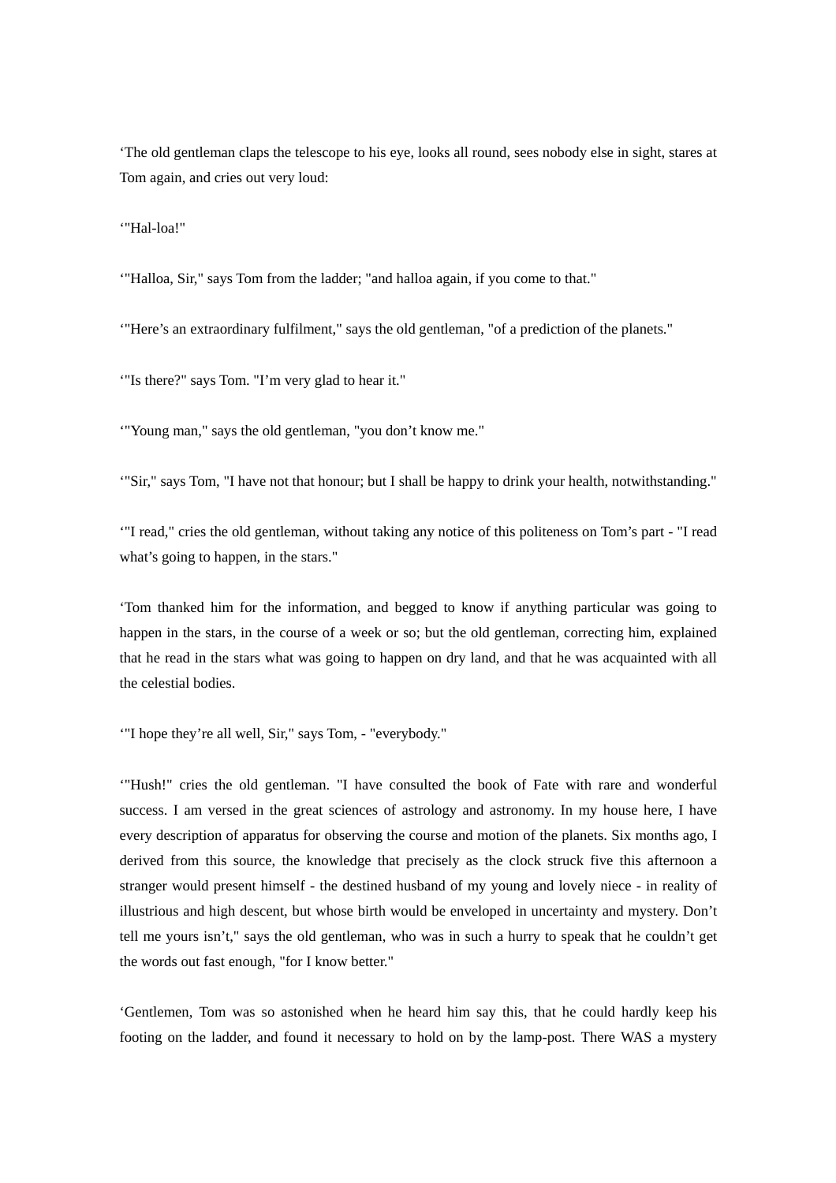‘The old gentleman claps the telescope to his eye, looks all round, sees nobody else in sight, stares at Tom again, and cries out very loud:

‘"Hal-loa!"

‘"Halloa, Sir," says Tom from the ladder; "and halloa again, if you come to that."

‘"Here’s an extraordinary fulfilment," says the old gentleman, "of a prediction of the planets."

‘"Is there?" says Tom. "I’m very glad to hear it."

‘"Young man," says the old gentleman, "you don’t know me."

‘"Sir," says Tom, "I have not that honour; but I shall be happy to drink your health, notwithstanding."

‘"I read," cries the old gentleman, without taking any notice of this politeness on Tom’s part - "I read what’s going to happen, in the stars."

‘Tom thanked him for the information, and begged to know if anything particular was going to happen in the stars, in the course of a week or so; but the old gentleman, correcting him, explained that he read in the stars what was going to happen on dry land, and that he was acquainted with all the celestial bodies.

‘"I hope they’re all well, Sir," says Tom, - "everybody."

‘"Hush!" cries the old gentleman. "I have consulted the book of Fate with rare and wonderful success. I am versed in the great sciences of astrology and astronomy. In my house here, I have every description of apparatus for observing the course and motion of the planets. Six months ago, I derived from this source, the knowledge that precisely as the clock struck five this afternoon a stranger would present himself - the destined husband of my young and lovely niece - in reality of illustrious and high descent, but whose birth would be enveloped in uncertainty and mystery. Don’t tell me yours isn’t," says the old gentleman, who was in such a hurry to speak that he couldn’t get the words out fast enough, "for I know better."

‘Gentlemen, Tom was so astonished when he heard him say this, that he could hardly keep his footing on the ladder, and found it necessary to hold on by the lamp-post. There WAS a mystery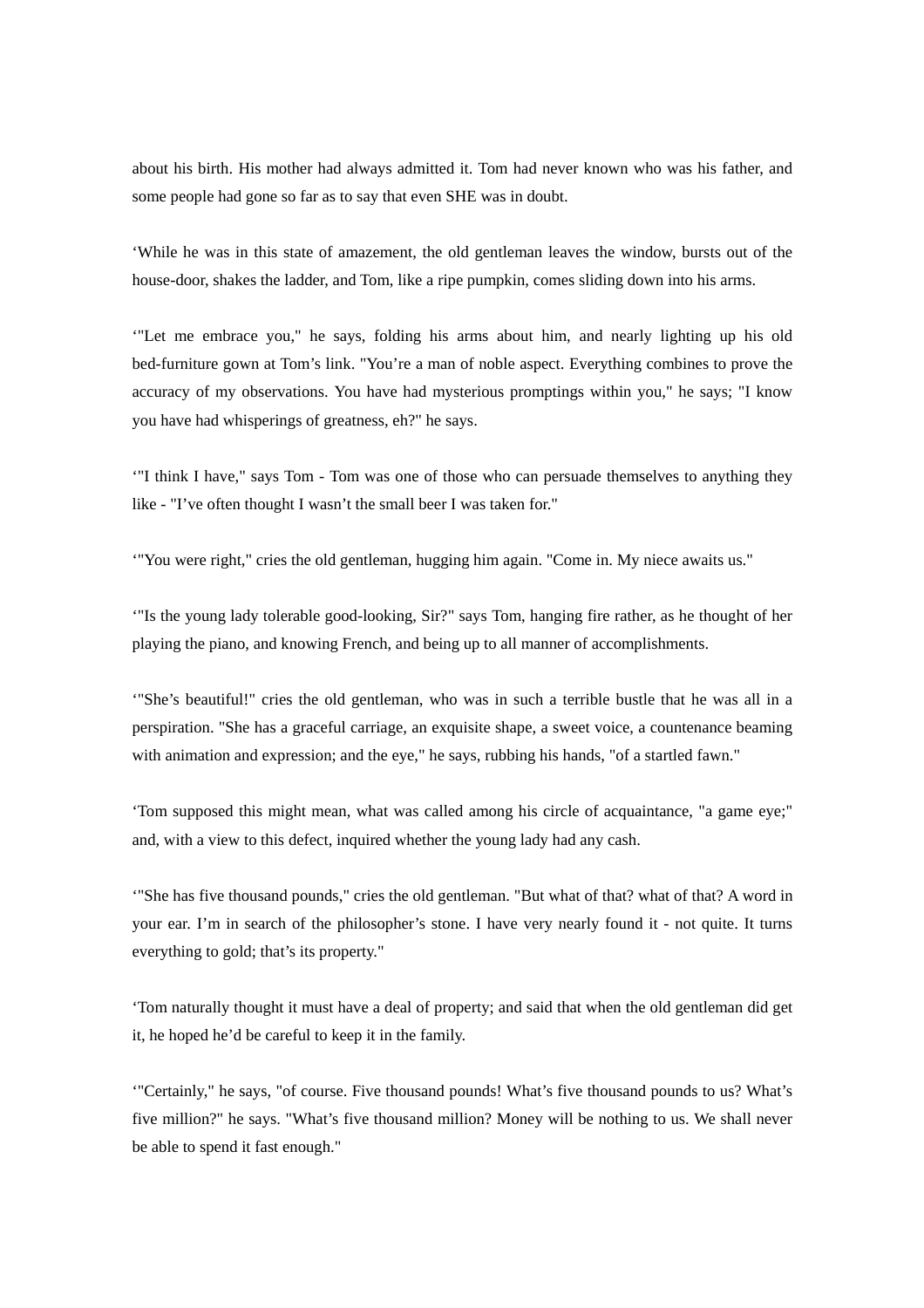about his birth. His mother had always admitted it. Tom had never known who was his father, and some people had gone so far as to say that even SHE was in doubt.

‘While he was in this state of amazement, the old gentleman leaves the window, bursts out of the house-door, shakes the ladder, and Tom, like a ripe pumpkin, comes sliding down into his arms.

‘"Let me embrace you," he says, folding his arms about him, and nearly lighting up his old bed-furniture gown at Tom’s link. "You’re a man of noble aspect. Everything combines to prove the accuracy of my observations. You have had mysterious promptings within you," he says; "I know you have had whisperings of greatness, eh?" he says.

‘"I think I have," says Tom - Tom was one of those who can persuade themselves to anything they like - "I’ve often thought I wasn’t the small beer I was taken for."

‘"You were right," cries the old gentleman, hugging him again. "Come in. My niece awaits us."

‘"Is the young lady tolerable good-looking, Sir?" says Tom, hanging fire rather, as he thought of her playing the piano, and knowing French, and being up to all manner of accomplishments.

‘"She’s beautiful!" cries the old gentleman, who was in such a terrible bustle that he was all in a perspiration. "She has a graceful carriage, an exquisite shape, a sweet voice, a countenance beaming with animation and expression; and the eye," he says, rubbing his hands, "of a startled fawn."

‘Tom supposed this might mean, what was called among his circle of acquaintance, "a game eye;" and, with a view to this defect, inquired whether the young lady had any cash.

‘"She has five thousand pounds," cries the old gentleman. "But what of that? what of that? A word in your ear. I’m in search of the philosopher’s stone. I have very nearly found it - not quite. It turns everything to gold; that’s its property."

‘Tom naturally thought it must have a deal of property; and said that when the old gentleman did get it, he hoped he’d be careful to keep it in the family.

‘"Certainly," he says, "of course. Five thousand pounds! What’s five thousand pounds to us? What’s five million?" he says. "What’s five thousand million? Money will be nothing to us. We shall never be able to spend it fast enough."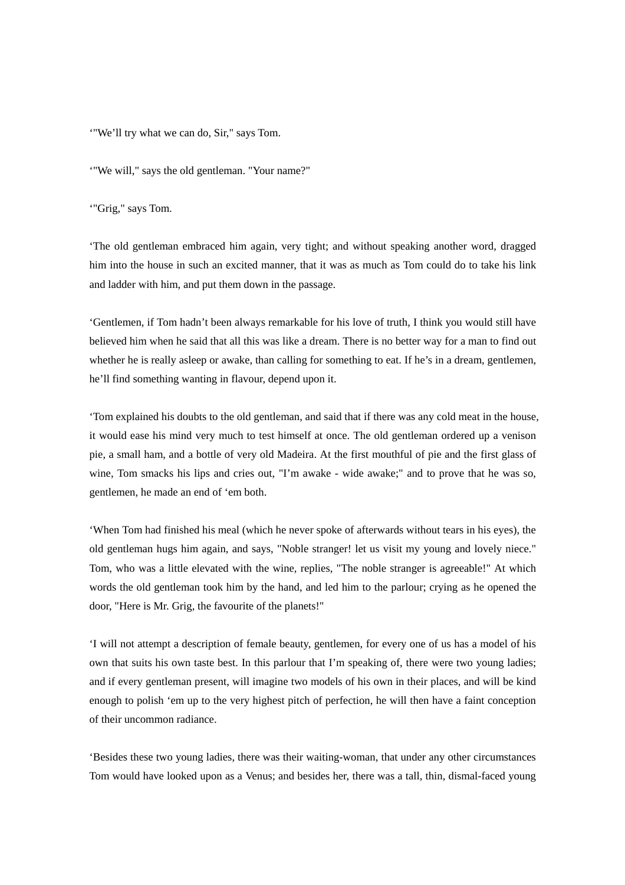'"We'll try what we can do, Sir," says Tom.

'"We will," says the old gentleman. "Your name?"

'"Grig," says Tom.

'The old gentleman embraced him again, very tight; and without speaking another word, dragged him into the house in such an excited manner, that it was as much as Tom could do to take his link and ladder with him, and put them down in the passage.

'Gentlemen, if Tom hadn't been always remarkable for his love of truth, I think you would still have believed him when he said that all this was like a dream. There is no better way for a man to find out whether he is really asleep or awake, than calling for something to eat. If he's in a dream, gentlemen, he'll find something wanting in flavour, depend upon it.

'Tom explained his doubts to the old gentleman, and said that if there was any cold meat in the house, it would ease his mind very much to test himself at once. The old gentleman ordered up a venison pie, a small ham, and a bottle of very old Madeira. At the first mouthful of pie and the first glass of wine, Tom smacks his lips and cries out, "I'm awake - wide awake;" and to prove that he was so, gentlemen, he made an end of 'em both.

'When Tom had finished his meal (which he never spoke of afterwards without tears in his eyes), the old gentleman hugs him again, and says, "Noble stranger! let us visit my young and lovely niece." Tom, who was a little elevated with the wine, replies, "The noble stranger is agreeable!" At which words the old gentleman took him by the hand, and led him to the parlour; crying as he opened the door, "Here is Mr. Grig, the favourite of the planets!"

'I will not attempt a description of female beauty, gentlemen, for every one of us has a model of his own that suits his own taste best. In this parlour that I'm speaking of, there were two young ladies; and if every gentleman present, will imagine two models of his own in their places, and will be kind enough to polish 'em up to the very highest pitch of perfection, he will then have a faint conception of their uncommon radiance.

'Besides these two young ladies, there was their waiting-woman, that under any other circumstances Tom would have looked upon as a Venus; and besides her, there was a tall, thin, dismal-faced young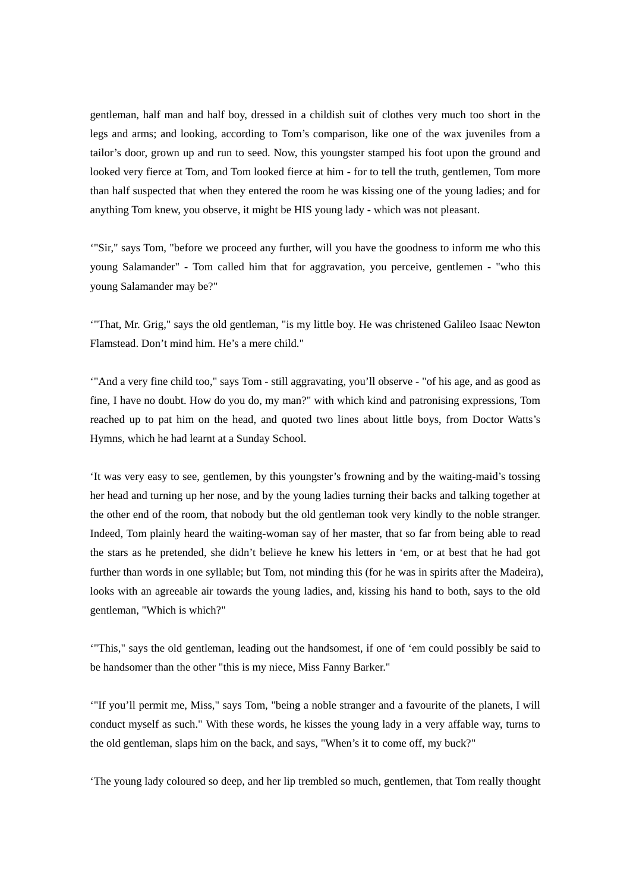gentleman, half man and half boy, dressed in a childish suit of clothes very much too short in the legs and arms; and looking, according to Tom's comparison, like one of the wax juveniles from a tailor's door, grown up and run to seed. Now, this youngster stamped his foot upon the ground and looked very fierce at Tom, and Tom looked fierce at him - for to tell the truth, gentlemen, Tom more than half suspected that when they entered the room he was kissing one of the young ladies; and for anything Tom knew, you observe, it might be HIS young lady - which was not pleasant.

'"Sir," says Tom, "before we proceed any further, will you have the goodness to inform me who this young Salamander" - Tom called him that for aggravation, you perceive, gentlemen - "who this young Salamander may be?"

'"That, Mr. Grig," says the old gentleman, "is my little boy. He was christened Galileo Isaac Newton Flamstead. Don't mind him. He's a mere child."

'"And a very fine child too," says Tom - still aggravating, you'll observe - "of his age, and as good as fine, I have no doubt. How do you do, my man?" with which kind and patronising expressions, Tom reached up to pat him on the head, and quoted two lines about little boys, from Doctor Watts's Hymns, which he had learnt at a Sunday School.

'It was very easy to see, gentlemen, by this youngster's frowning and by the waiting-maid's tossing her head and turning up her nose, and by the young ladies turning their backs and talking together at the other end of the room, that nobody but the old gentleman took very kindly to the noble stranger. Indeed, Tom plainly heard the waiting-woman say of her master, that so far from being able to read the stars as he pretended, she didn't believe he knew his letters in 'em, or at best that he had got further than words in one syllable; but Tom, not minding this (for he was in spirits after the Madeira), looks with an agreeable air towards the young ladies, and, kissing his hand to both, says to the old gentleman, "Which is which?"

'"This," says the old gentleman, leading out the handsomest, if one of 'em could possibly be said to be handsomer than the other "this is my niece, Miss Fanny Barker."

'"If you'll permit me, Miss," says Tom, "being a noble stranger and a favourite of the planets, I will conduct myself as such." With these words, he kisses the young lady in a very affable way, turns to the old gentleman, slaps him on the back, and says, "When's it to come off, my buck?"

'The young lady coloured so deep, and her lip trembled so much, gentlemen, that Tom really thought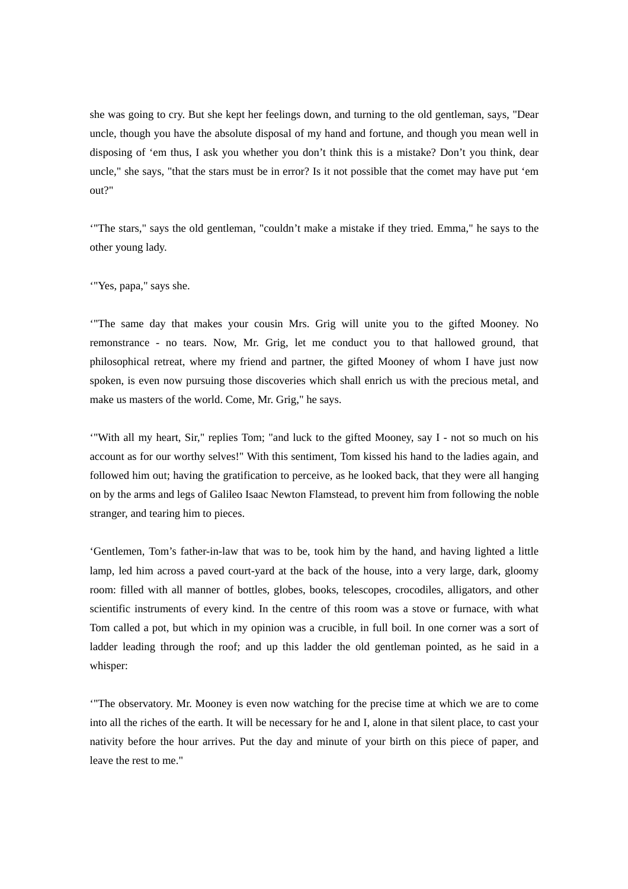she was going to cry. But she kept her feelings down, and turning to the old gentleman, says, "Dear uncle, though you have the absolute disposal of my hand and fortune, and though you mean well in disposing of ‘em thus, I ask you whether you don’t think this is a mistake? Don’t you think, dear uncle," she says, "that the stars must be in error? Is it not possible that the comet may have put ‘em out?"

‘"The stars," says the old gentleman, "couldn’t make a mistake if they tried. Emma," he says to the other young lady.

‘"Yes, papa," says she.

‘"The same day that makes your cousin Mrs. Grig will unite you to the gifted Mooney. No remonstrance - no tears. Now, Mr. Grig, let me conduct you to that hallowed ground, that philosophical retreat, where my friend and partner, the gifted Mooney of whom I have just now spoken, is even now pursuing those discoveries which shall enrich us with the precious metal, and make us masters of the world. Come, Mr. Grig," he says.

‘"With all my heart, Sir," replies Tom; "and luck to the gifted Mooney, say I - not so much on his account as for our worthy selves!" With this sentiment, Tom kissed his hand to the ladies again, and followed him out; having the gratification to perceive, as he looked back, that they were all hanging on by the arms and legs of Galileo Isaac Newton Flamstead, to prevent him from following the noble stranger, and tearing him to pieces.

‘Gentlemen, Tom’s father-in-law that was to be, took him by the hand, and having lighted a little lamp, led him across a paved court-yard at the back of the house, into a very large, dark, gloomy room: filled with all manner of bottles, globes, books, telescopes, crocodiles, alligators, and other scientific instruments of every kind. In the centre of this room was a stove or furnace, with what Tom called a pot, but which in my opinion was a crucible, in full boil. In one corner was a sort of ladder leading through the roof; and up this ladder the old gentleman pointed, as he said in a whisper:

‘"The observatory. Mr. Mooney is even now watching for the precise time at which we are to come into all the riches of the earth. It will be necessary for he and I, alone in that silent place, to cast your nativity before the hour arrives. Put the day and minute of your birth on this piece of paper, and leave the rest to me."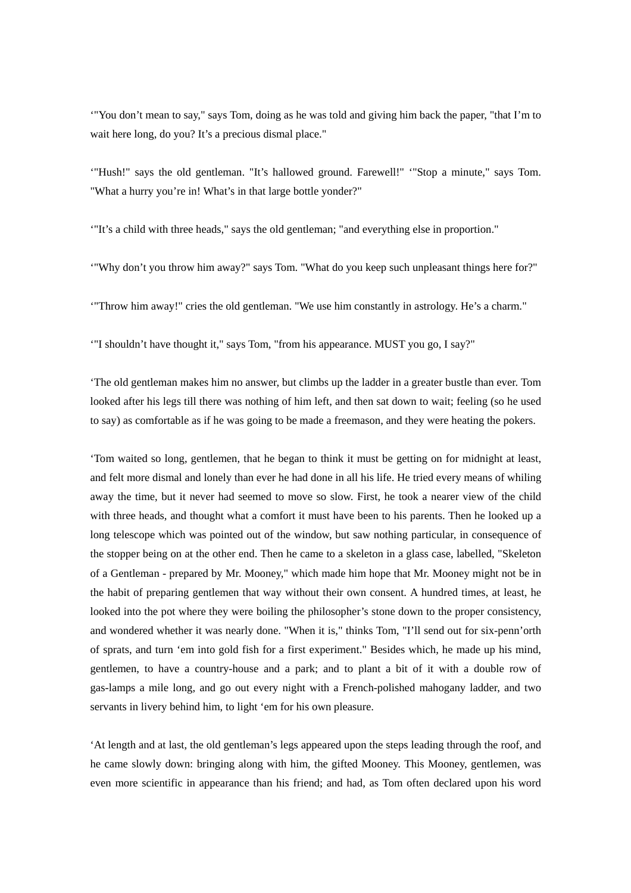'"You don't mean to say," says Tom, doing as he was told and giving him back the paper, "that I'm to wait here long, do you? It's a precious dismal place."

'"Hush!" says the old gentleman. "It's hallowed ground. Farewell!" '"Stop a minute," says Tom. "What a hurry you're in! What's in that large bottle yonder?"

'"It's a child with three heads," says the old gentleman; "and everything else in proportion."

'"Why don't you throw him away?" says Tom. "What do you keep such unpleasant things here for?"

'"Throw him away!" cries the old gentleman. "We use him constantly in astrology. He's a charm."

'"I shouldn't have thought it," says Tom, "from his appearance. MUST you go, I say?"

'The old gentleman makes him no answer, but climbs up the ladder in a greater bustle than ever. Tom looked after his legs till there was nothing of him left, and then sat down to wait; feeling (so he used to say) as comfortable as if he was going to be made a freemason, and they were heating the pokers.

'Tom waited so long, gentlemen, that he began to think it must be getting on for midnight at least, and felt more dismal and lonely than ever he had done in all his life. He tried every means of whiling away the time, but it never had seemed to move so slow. First, he took a nearer view of the child with three heads, and thought what a comfort it must have been to his parents. Then he looked up a long telescope which was pointed out of the window, but saw nothing particular, in consequence of the stopper being on at the other end. Then he came to a skeleton in a glass case, labelled, "Skeleton of a Gentleman - prepared by Mr. Mooney," which made him hope that Mr. Mooney might not be in the habit of preparing gentlemen that way without their own consent. A hundred times, at least, he looked into the pot where they were boiling the philosopher's stone down to the proper consistency, and wondered whether it was nearly done. "When it is," thinks Tom, "I'll send out for six-penn'orth of sprats, and turn 'em into gold fish for a first experiment." Besides which, he made up his mind, gentlemen, to have a country-house and a park; and to plant a bit of it with a double row of gas-lamps a mile long, and go out every night with a French-polished mahogany ladder, and two servants in livery behind him, to light 'em for his own pleasure.

'At length and at last, the old gentleman's legs appeared upon the steps leading through the roof, and he came slowly down: bringing along with him, the gifted Mooney. This Mooney, gentlemen, was even more scientific in appearance than his friend; and had, as Tom often declared upon his word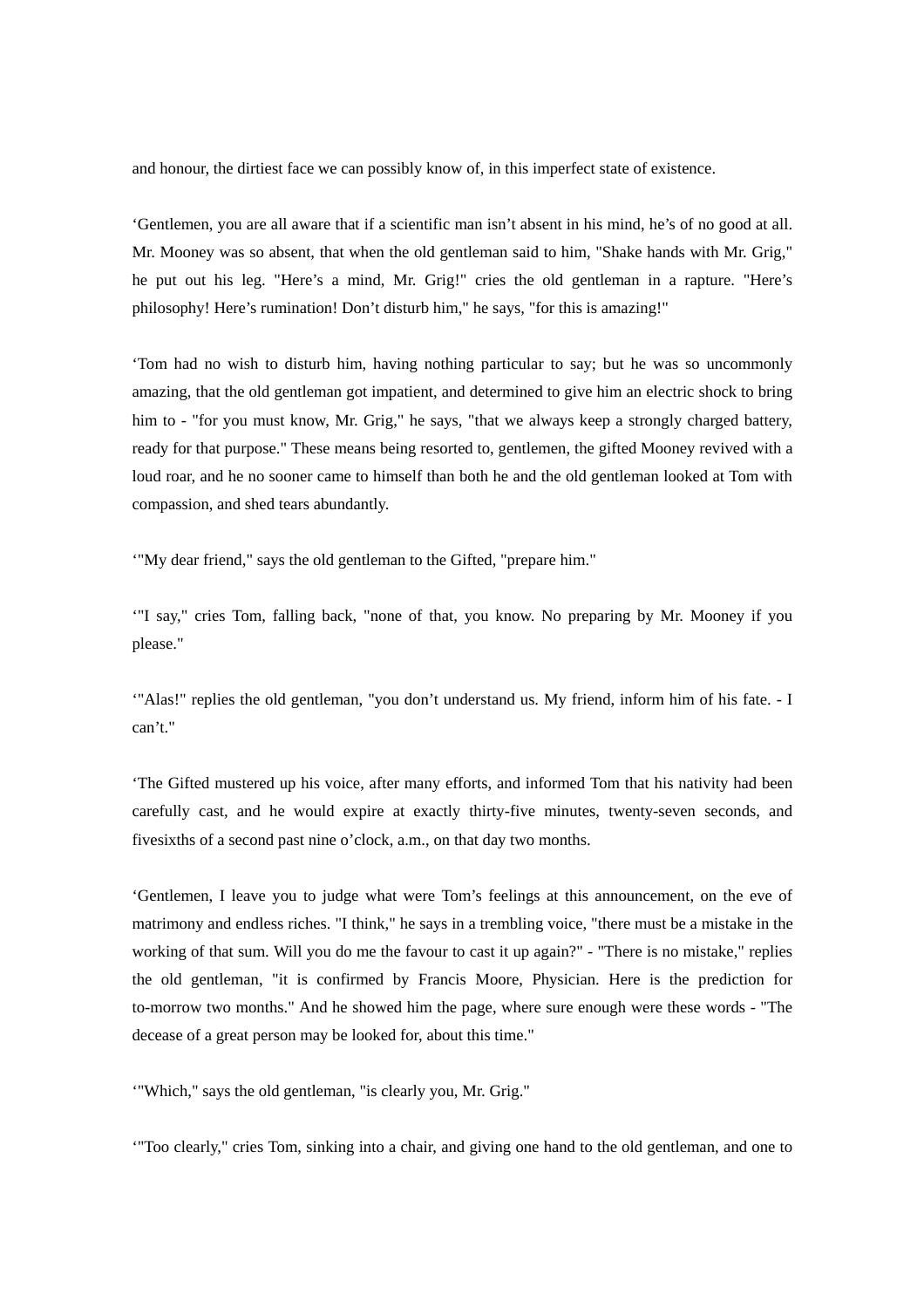and honour, the dirtiest face we can possibly know of, in this imperfect state of existence.

‘Gentlemen, you are all aware that if a scientific man isn’t absent in his mind, he’s of no good at all. Mr. Mooney was so absent, that when the old gentleman said to him, "Shake hands with Mr. Grig," he put out his leg. "Here’s a mind, Mr. Grig!" cries the old gentleman in a rapture. "Here’s philosophy! Here’s rumination! Don’t disturb him," he says, "for this is amazing!"

‘Tom had no wish to disturb him, having nothing particular to say; but he was so uncommonly amazing, that the old gentleman got impatient, and determined to give him an electric shock to bring him to - "for you must know, Mr. Grig," he says, "that we always keep a strongly charged battery, ready for that purpose." These means being resorted to, gentlemen, the gifted Mooney revived with a loud roar, and he no sooner came to himself than both he and the old gentleman looked at Tom with compassion, and shed tears abundantly.

‘"My dear friend," says the old gentleman to the Gifted, "prepare him."

‘"I say," cries Tom, falling back, "none of that, you know. No preparing by Mr. Mooney if you please."

‘"Alas!" replies the old gentleman, "you don’t understand us. My friend, inform him of his fate. - I can’t."

‘The Gifted mustered up his voice, after many efforts, and informed Tom that his nativity had been carefully cast, and he would expire at exactly thirty-five minutes, twenty-seven seconds, and fivesixths of a second past nine o’clock, a.m., on that day two months.

‘Gentlemen, I leave you to judge what were Tom’s feelings at this announcement, on the eve of matrimony and endless riches. "I think," he says in a trembling voice, "there must be a mistake in the working of that sum. Will you do me the favour to cast it up again?" - "There is no mistake," replies the old gentleman, "it is confirmed by Francis Moore, Physician. Here is the prediction for to-morrow two months." And he showed him the page, where sure enough were these words - "The decease of a great person may be looked for, about this time."

‘"Which," says the old gentleman, "is clearly you, Mr. Grig."

‘"Too clearly," cries Tom, sinking into a chair, and giving one hand to the old gentleman, and one to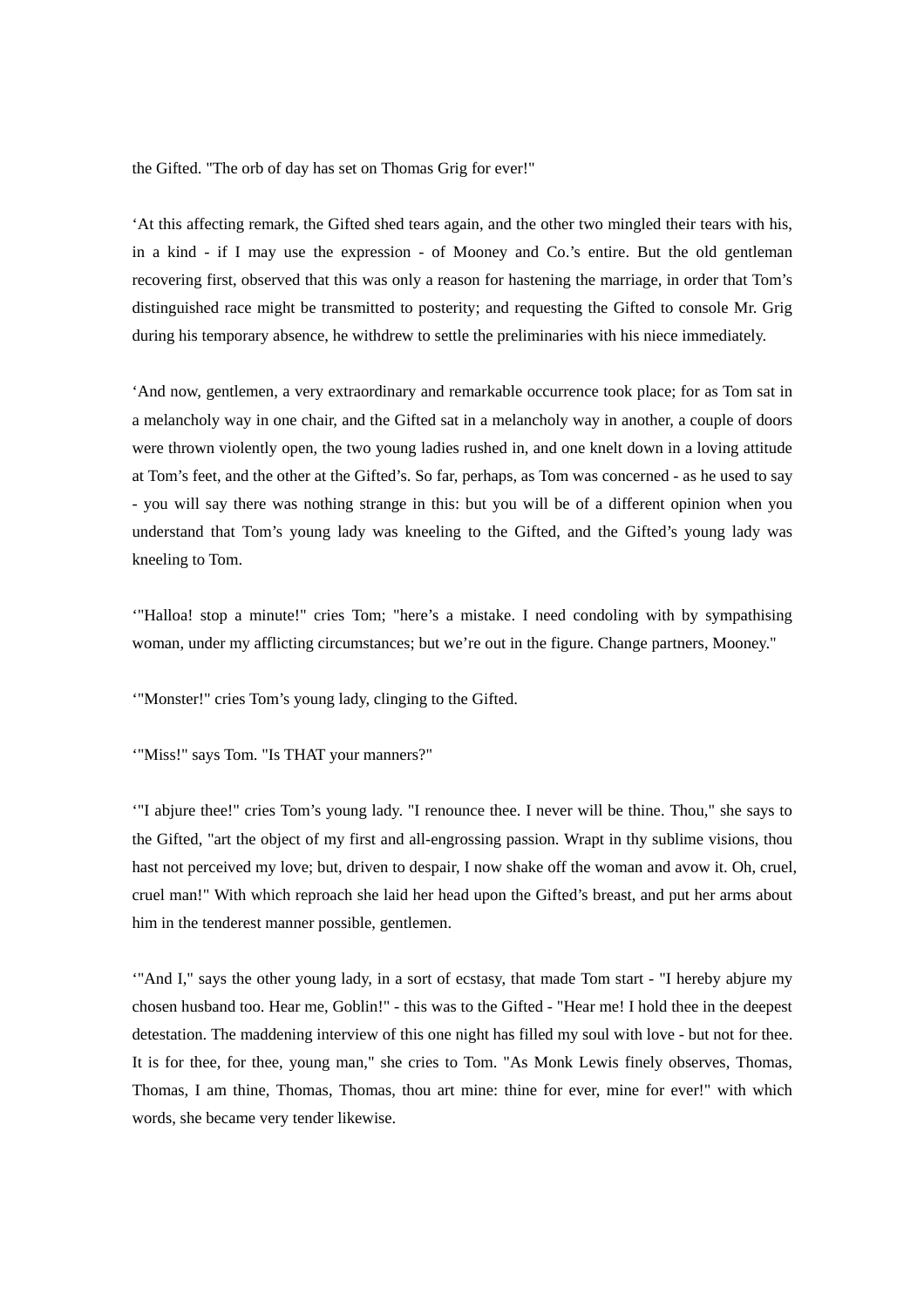the Gifted. "The orb of day has set on Thomas Grig for ever!"

‘At this affecting remark, the Gifted shed tears again, and the other two mingled their tears with his, in a kind - if I may use the expression - of Mooney and Co.’s entire. But the old gentleman recovering first, observed that this was only a reason for hastening the marriage, in order that Tom’s distinguished race might be transmitted to posterity; and requesting the Gifted to console Mr. Grig during his temporary absence, he withdrew to settle the preliminaries with his niece immediately.

‘And now, gentlemen, a very extraordinary and remarkable occurrence took place; for as Tom sat in a melancholy way in one chair, and the Gifted sat in a melancholy way in another, a couple of doors were thrown violently open, the two young ladies rushed in, and one knelt down in a loving attitude at Tom’s feet, and the other at the Gifted’s. So far, perhaps, as Tom was concerned - as he used to say - you will say there was nothing strange in this: but you will be of a different opinion when you understand that Tom’s young lady was kneeling to the Gifted, and the Gifted’s young lady was kneeling to Tom.

‘"Halloa! stop a minute!" cries Tom; "here’s a mistake. I need condoling with by sympathising woman, under my afflicting circumstances; but we’re out in the figure. Change partners, Mooney."

‘"Monster!" cries Tom’s young lady, clinging to the Gifted.

‘"Miss!" says Tom. "Is THAT your manners?"

‘"I abjure thee!" cries Tom’s young lady. "I renounce thee. I never will be thine. Thou," she says to the Gifted, "art the object of my first and all-engrossing passion. Wrapt in thy sublime visions, thou hast not perceived my love; but, driven to despair, I now shake off the woman and avow it. Oh, cruel, cruel man!" With which reproach she laid her head upon the Gifted’s breast, and put her arms about him in the tenderest manner possible, gentlemen.

‘"And I," says the other young lady, in a sort of ecstasy, that made Tom start - "I hereby abjure my chosen husband too. Hear me, Goblin!" - this was to the Gifted - "Hear me! I hold thee in the deepest detestation. The maddening interview of this one night has filled my soul with love - but not for thee. It is for thee, for thee, young man," she cries to Tom. "As Monk Lewis finely observes, Thomas, Thomas, I am thine, Thomas, Thomas, thou art mine: thine for ever, mine for ever!" with which words, she became very tender likewise.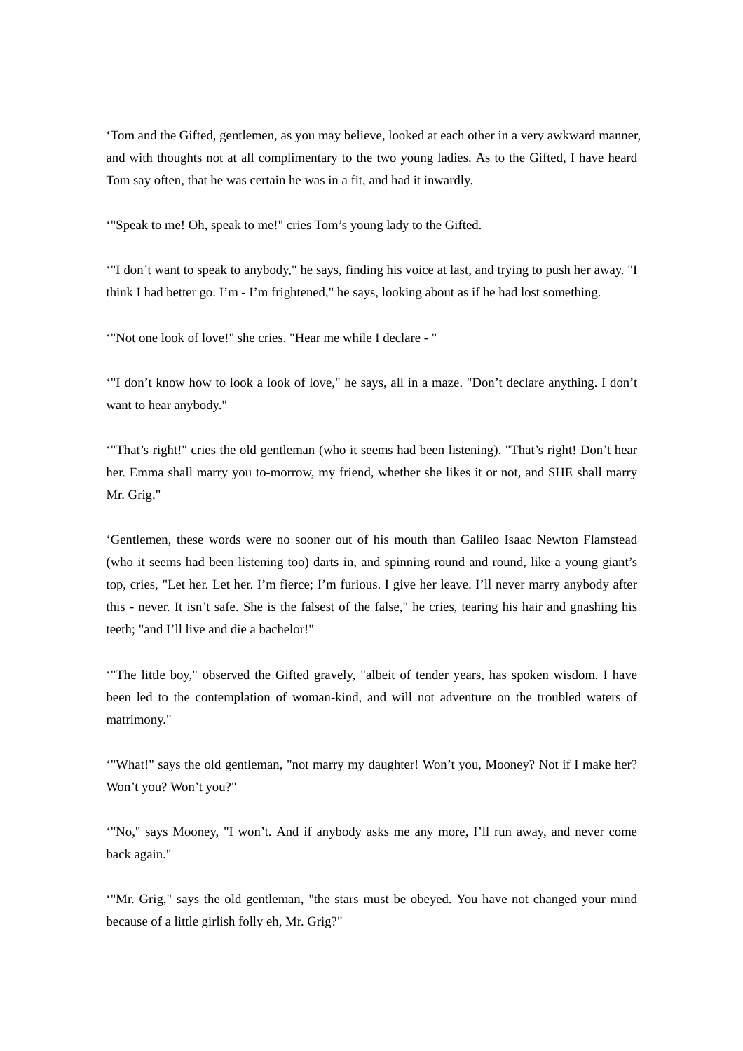‘Tom and the Gifted, gentlemen, as you may believe, looked at each other in a very awkward manner, and with thoughts not at all complimentary to the two young ladies. As to the Gifted, I have heard Tom say often, that he was certain he was in a fit, and had it inwardly.

‘"Speak to me! Oh, speak to me!" cries Tom’s young lady to the Gifted.

‘"I don’t want to speak to anybody," he says, finding his voice at last, and trying to push her away. "I think I had better go. I’m - I’m frightened," he says, looking about as if he had lost something.

‘"Not one look of love!" she cries. "Hear me while I declare - "

‘"I don’t know how to look a look of love," he says, all in a maze. "Don’t declare anything. I don’t want to hear anybody."

‘"That’s right!" cries the old gentleman (who it seems had been listening). "That’s right! Don’t hear her. Emma shall marry you to-morrow, my friend, whether she likes it or not, and SHE shall marry Mr. Grig."

‘Gentlemen, these words were no sooner out of his mouth than Galileo Isaac Newton Flamstead (who it seems had been listening too) darts in, and spinning round and round, like a young giant’s top, cries, "Let her. Let her. I’m fierce; I’m furious. I give her leave. I’ll never marry anybody after this - never. It isn’t safe. She is the falsest of the false," he cries, tearing his hair and gnashing his teeth; "and I’ll live and die a bachelor!"

‘"The little boy," observed the Gifted gravely, "albeit of tender years, has spoken wisdom. I have been led to the contemplation of woman-kind, and will not adventure on the troubled waters of matrimony."

‘"What!" says the old gentleman, "not marry my daughter! Won’t you, Mooney? Not if I make her? Won’t you? Won’t you?"

‘"No," says Mooney, "I won’t. And if anybody asks me any more, I’ll run away, and never come back again."

‘"Mr. Grig," says the old gentleman, "the stars must be obeyed. You have not changed your mind because of a little girlish folly eh, Mr. Grig?"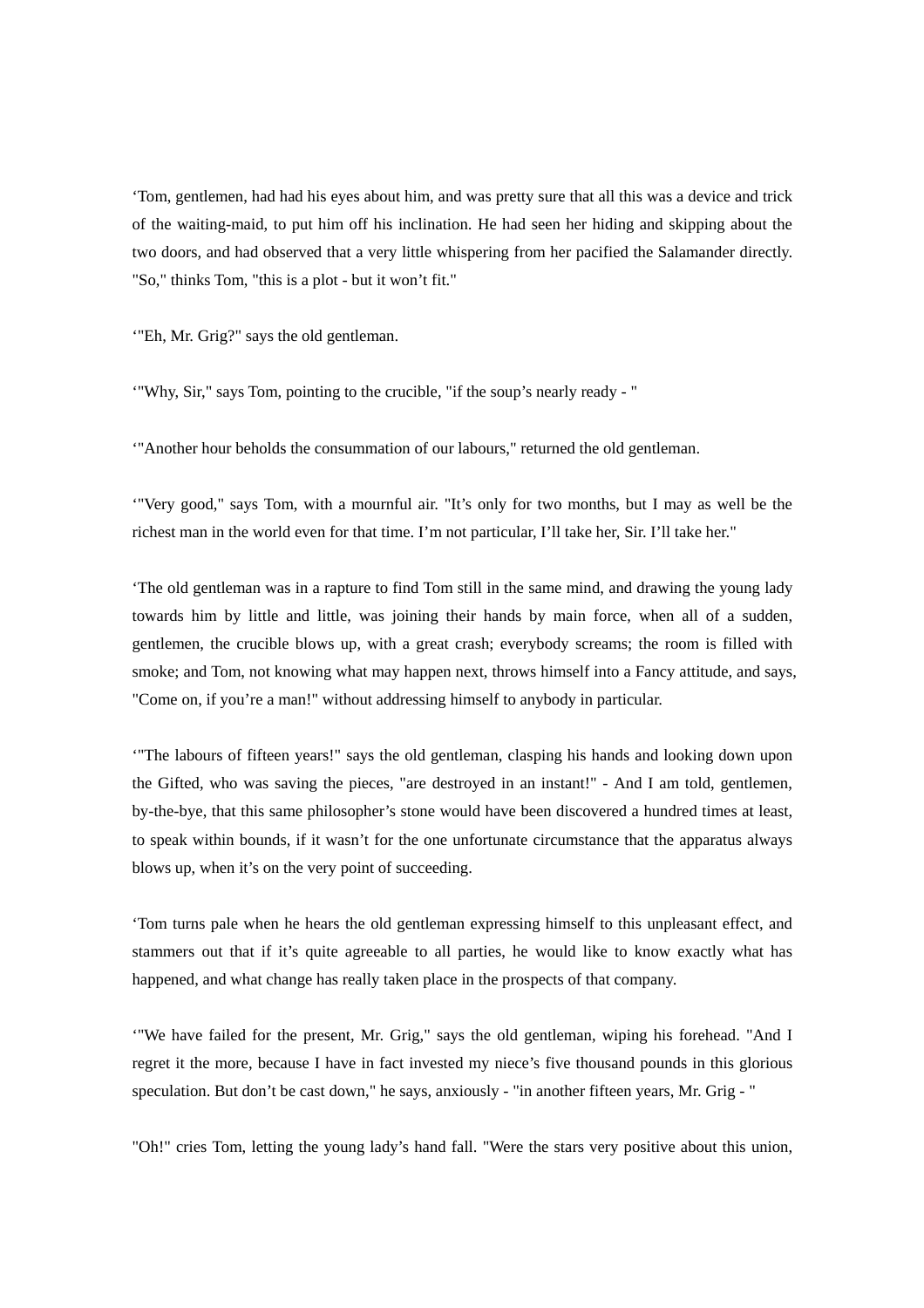‘Tom, gentlemen, had had his eyes about him, and was pretty sure that all this was a device and trick of the waiting-maid, to put him off his inclination. He had seen her hiding and skipping about the two doors, and had observed that a very little whispering from her pacified the Salamander directly. "So," thinks Tom, "this is a plot - but it won’t fit."

‘"Eh, Mr. Grig?" says the old gentleman.

‘"Why, Sir," says Tom, pointing to the crucible, "if the soup’s nearly ready - "

‘"Another hour beholds the consummation of our labours," returned the old gentleman.

‘"Very good," says Tom, with a mournful air. "It’s only for two months, but I may as well be the richest man in the world even for that time. I’m not particular, I’ll take her, Sir. I’ll take her."

‘The old gentleman was in a rapture to find Tom still in the same mind, and drawing the young lady towards him by little and little, was joining their hands by main force, when all of a sudden, gentlemen, the crucible blows up, with a great crash; everybody screams; the room is filled with smoke; and Tom, not knowing what may happen next, throws himself into a Fancy attitude, and says, "Come on, if you’re a man!" without addressing himself to anybody in particular.

‘"The labours of fifteen years!" says the old gentleman, clasping his hands and looking down upon the Gifted, who was saving the pieces, "are destroyed in an instant!" - And I am told, gentlemen, by-the-bye, that this same philosopher’s stone would have been discovered a hundred times at least, to speak within bounds, if it wasn’t for the one unfortunate circumstance that the apparatus always blows up, when it’s on the very point of succeeding.

‘Tom turns pale when he hears the old gentleman expressing himself to this unpleasant effect, and stammers out that if it’s quite agreeable to all parties, he would like to know exactly what has happened, and what change has really taken place in the prospects of that company.

‘"We have failed for the present, Mr. Grig," says the old gentleman, wiping his forehead. "And I regret it the more, because I have in fact invested my niece’s five thousand pounds in this glorious speculation. But don’t be cast down," he says, anxiously - "in another fifteen years, Mr. Grig - "

"Oh!" cries Tom, letting the young lady’s hand fall. "Were the stars very positive about this union,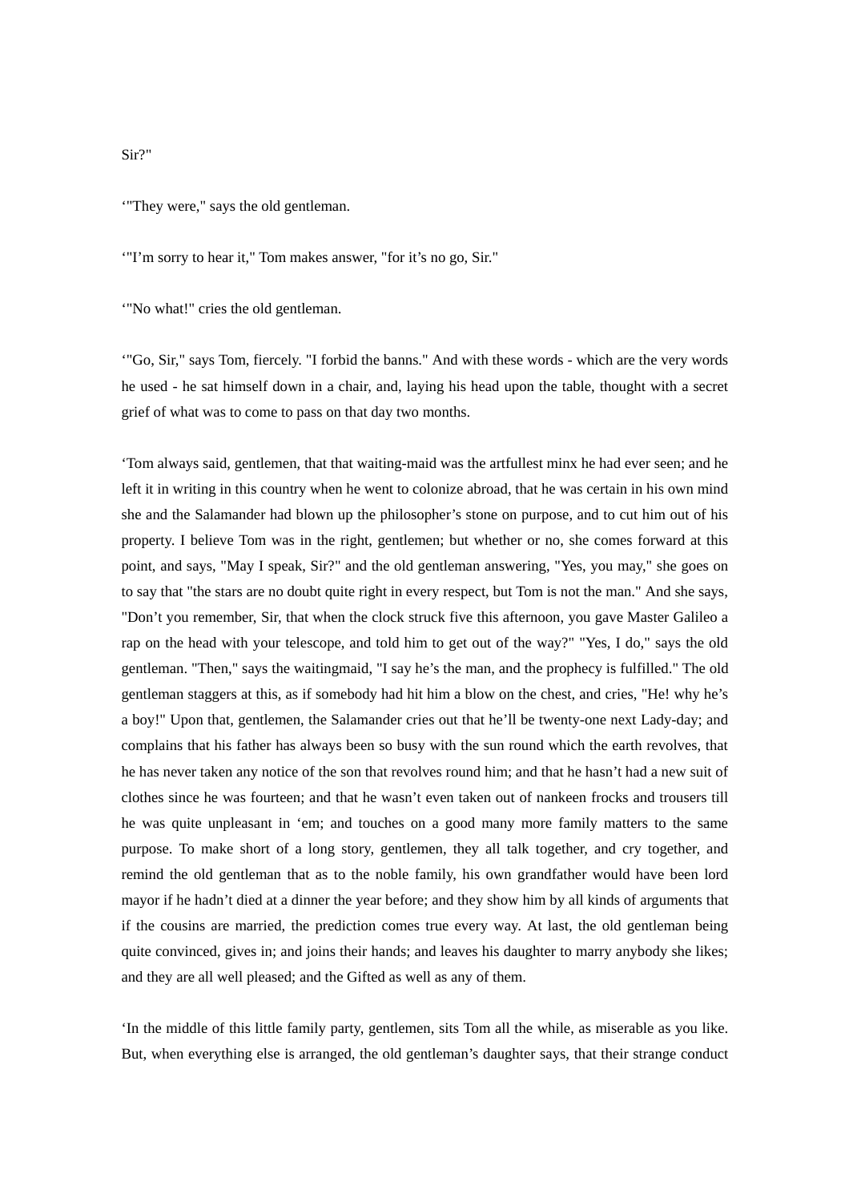Sir?"

‘"They were," says the old gentleman.

‘"I’m sorry to hear it," Tom makes answer, "for it’s no go, Sir."

‘"No what!" cries the old gentleman.

‘"Go, Sir," says Tom, fiercely. "I forbid the banns." And with these words - which are the very words he used - he sat himself down in a chair, and, laying his head upon the table, thought with a secret grief of what was to come to pass on that day two months.

‘Tom always said, gentlemen, that that waiting-maid was the artfullest minx he had ever seen; and he left it in writing in this country when he went to colonize abroad, that he was certain in his own mind she and the Salamander had blown up the philosopher’s stone on purpose, and to cut him out of his property. I believe Tom was in the right, gentlemen; but whether or no, she comes forward at this point, and says, "May I speak, Sir?" and the old gentleman answering, "Yes, you may," she goes on to say that "the stars are no doubt quite right in every respect, but Tom is not the man." And she says, "Don’t you remember, Sir, that when the clock struck five this afternoon, you gave Master Galileo a rap on the head with your telescope, and told him to get out of the way?" "Yes, I do," says the old gentleman. "Then," says the waitingmaid, "I say he’s the man, and the prophecy is fulfilled." The old gentleman staggers at this, as if somebody had hit him a blow on the chest, and cries, "He! why he’s a boy!" Upon that, gentlemen, the Salamander cries out that he’ll be twenty-one next Lady-day; and complains that his father has always been so busy with the sun round which the earth revolves, that he has never taken any notice of the son that revolves round him; and that he hasn’t had a new suit of clothes since he was fourteen; and that he wasn’t even taken out of nankeen frocks and trousers till he was quite unpleasant in ‘em; and touches on a good many more family matters to the same purpose. To make short of a long story, gentlemen, they all talk together, and cry together, and remind the old gentleman that as to the noble family, his own grandfather would have been lord mayor if he hadn’t died at a dinner the year before; and they show him by all kinds of arguments that if the cousins are married, the prediction comes true every way. At last, the old gentleman being quite convinced, gives in; and joins their hands; and leaves his daughter to marry anybody she likes; and they are all well pleased; and the Gifted as well as any of them.

‘In the middle of this little family party, gentlemen, sits Tom all the while, as miserable as you like. But, when everything else is arranged, the old gentleman’s daughter says, that their strange conduct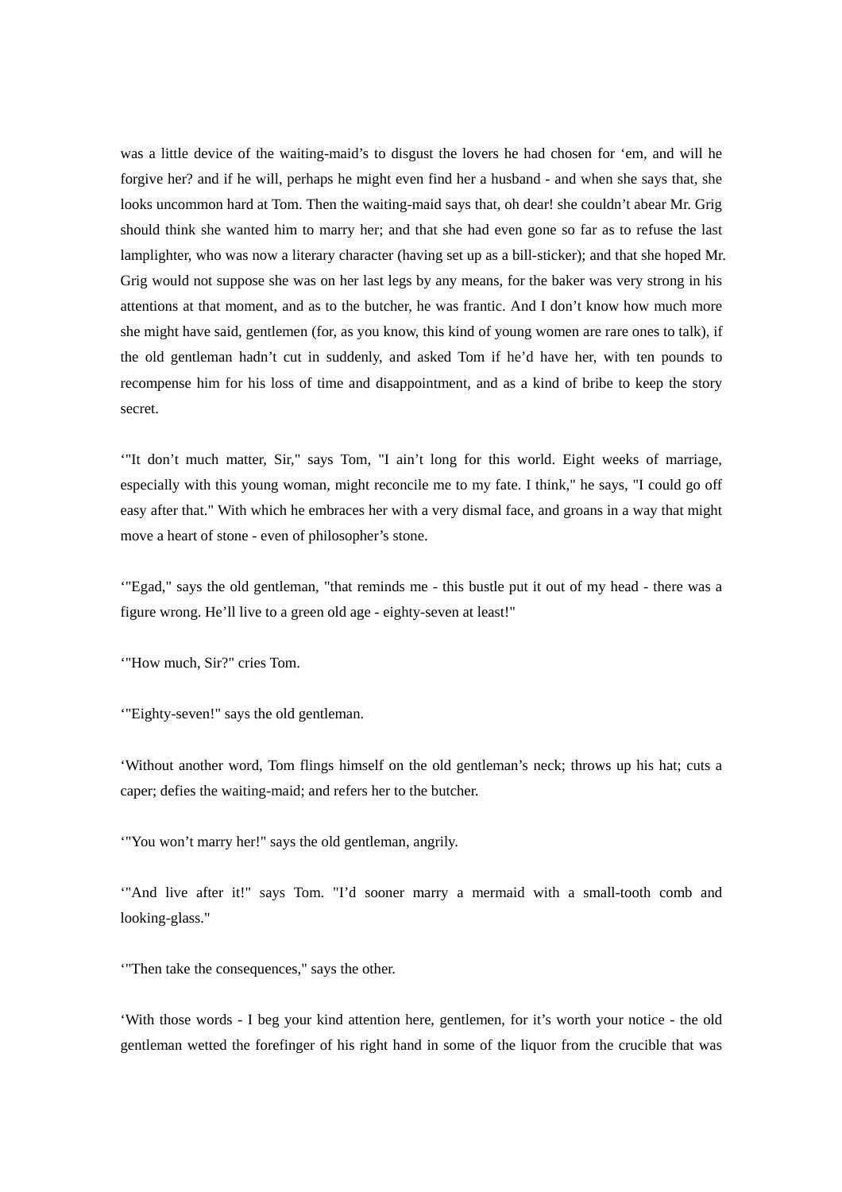was a little device of the waiting-maid's to disgust the lovers he had chosen for 'em, and will he forgive her? and if he will, perhaps he might even find her a husband - and when she says that, she looks uncommon hard at Tom. Then the waiting-maid says that, oh dear! she couldn't abear Mr. Grig should think she wanted him to marry her; and that she had even gone so far as to refuse the last lamplighter, who was now a literary character (having set up as a bill-sticker); and that she hoped Mr. Grig would not suppose she was on her last legs by any means, for the baker was very strong in his attentions at that moment, and as to the butcher, he was frantic. And I don't know how much more she might have said, gentlemen (for, as you know, this kind of young women are rare ones to talk), if the old gentleman hadn't cut in suddenly, and asked Tom if he'd have her, with ten pounds to recompense him for his loss of time and disappointment, and as a kind of bribe to keep the story secret.

'"It don't much matter, Sir," says Tom, "I ain't long for this world. Eight weeks of marriage, especially with this young woman, might reconcile me to my fate. I think," he says, "I could go off easy after that." With which he embraces her with a very dismal face, and groans in a way that might move a heart of stone - even of philosopher's stone.

'"Egad," says the old gentleman, "that reminds me - this bustle put it out of my head - there was a figure wrong. He'll live to a green old age - eighty-seven at least!"

'"How much, Sir?" cries Tom.

'"Eighty-seven!" says the old gentleman.

'Without another word, Tom flings himself on the old gentleman's neck; throws up his hat; cuts a caper; defies the waiting-maid; and refers her to the butcher.

'"You won't marry her!" says the old gentleman, angrily.

'"And live after it!" says Tom. "I'd sooner marry a mermaid with a small-tooth comb and looking-glass."

'"Then take the consequences," says the other.

'With those words - I beg your kind attention here, gentlemen, for it's worth your notice - the old gentleman wetted the forefinger of his right hand in some of the liquor from the crucible that was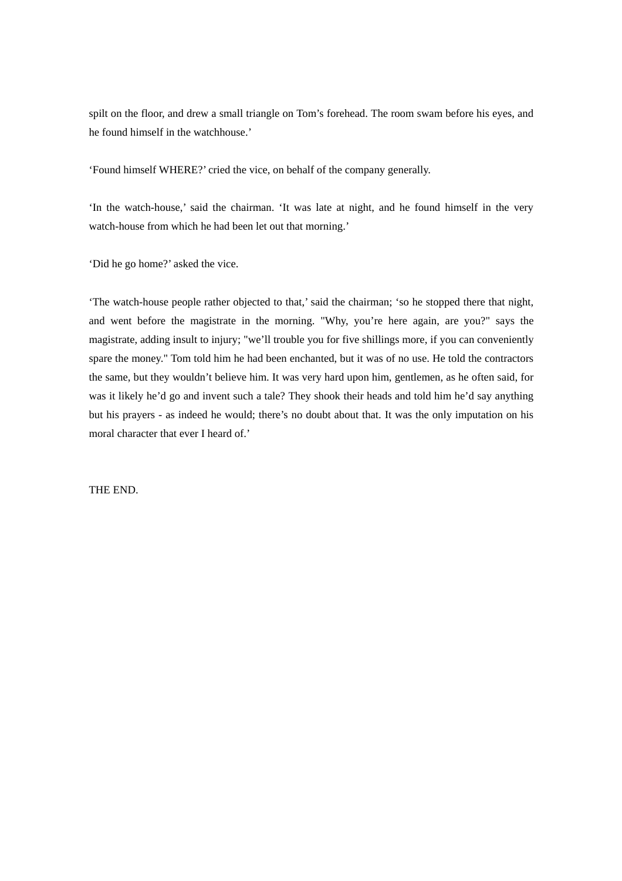spilt on the floor, and drew a small triangle on Tom’s forehead. The room swam before his eyes, and he found himself in the watchhouse.’

‘Found himself WHERE?’ cried the vice, on behalf of the company generally.

‘In the watch-house,’ said the chairman. ‘It was late at night, and he found himself in the very watch-house from which he had been let out that morning.’

‘Did he go home?’ asked the vice.

‘The watch-house people rather objected to that,’ said the chairman; ‘so he stopped there that night, and went before the magistrate in the morning. "Why, you’re here again, are you?" says the magistrate, adding insult to injury; "we’ll trouble you for five shillings more, if you can conveniently spare the money." Tom told him he had been enchanted, but it was of no use. He told the contractors the same, but they wouldn’t believe him. It was very hard upon him, gentlemen, as he often said, for was it likely he’d go and invent such a tale? They shook their heads and told him he’d say anything but his prayers - as indeed he would; there’s no doubt about that. It was the only imputation on his moral character that ever I heard of.’

THE END.